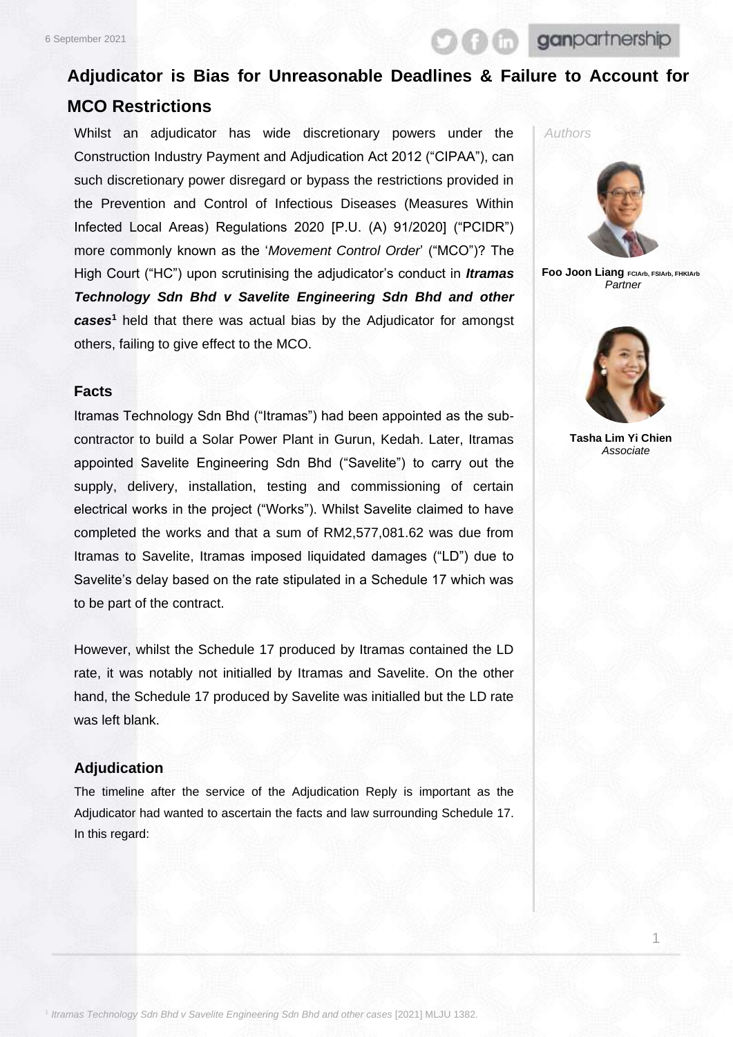6 September 2021

# Adjudicator is Bias for Unreasonable Deadlines & Failure to Account for MCO Restrictions

*Authors*

**Foo Joon Liang** FCIArb, FSIArb, FHKIArb
*Partner*

**Tasha Lim Yi Chien**
*Associate*

Whilst an adjudicator has wide discretionary powers under the Construction Industry Payment and Adjudication Act 2012 ("CIPAA"), can such discretionary power disregard or bypass the restrictions provided in the Prevention and Control of Infectious Diseases (Measures Within Infected Local Areas) Regulations 2020 [P.U. (A) 91/2020] ("PCIDR") more commonly known as the '*Movement Control Order*' ("MCO")? The High Court ("HC") upon scrutinising the adjudicator's conduct in ***Itramas Technology Sdn Bhd v Savelite Engineering Sdn Bhd and other cases***[1] held that there was actual bias by the Adjudicator for amongst others, failing to give effect to the MCO.

### Facts

Itramas Technology Sdn Bhd ("Itramas") had been appointed as the sub-contractor to build a Solar Power Plant in Gurun, Kedah. Later, Itramas appointed Savelite Engineering Sdn Bhd ("Savelite") to carry out the supply, delivery, installation, testing and commissioning of certain electrical works in the project ("Works"). Whilst Savelite claimed to have completed the works and that a sum of RM2,577,081.62 was due from Itramas to Savelite, Itramas imposed liquidated damages ("LD") due to Savelite's delay based on the rate stipulated in a Schedule 17 which was to be part of the contract.

However, whilst the Schedule 17 produced by Itramas contained the LD rate, it was notably not initialled by Itramas and Savelite. On the other hand, the Schedule 17 produced by Savelite was initialled but the LD rate was left blank.

### Adjudication

The timeline after the service of the Adjudication Reply is important as the Adjudicator had wanted to ascertain the facts and law surrounding Schedule 17. In this regard:

[1] *Itramas Technology Sdn Bhd v Savelite Engineering Sdn Bhd and other cases* [2021] MLJU 1382.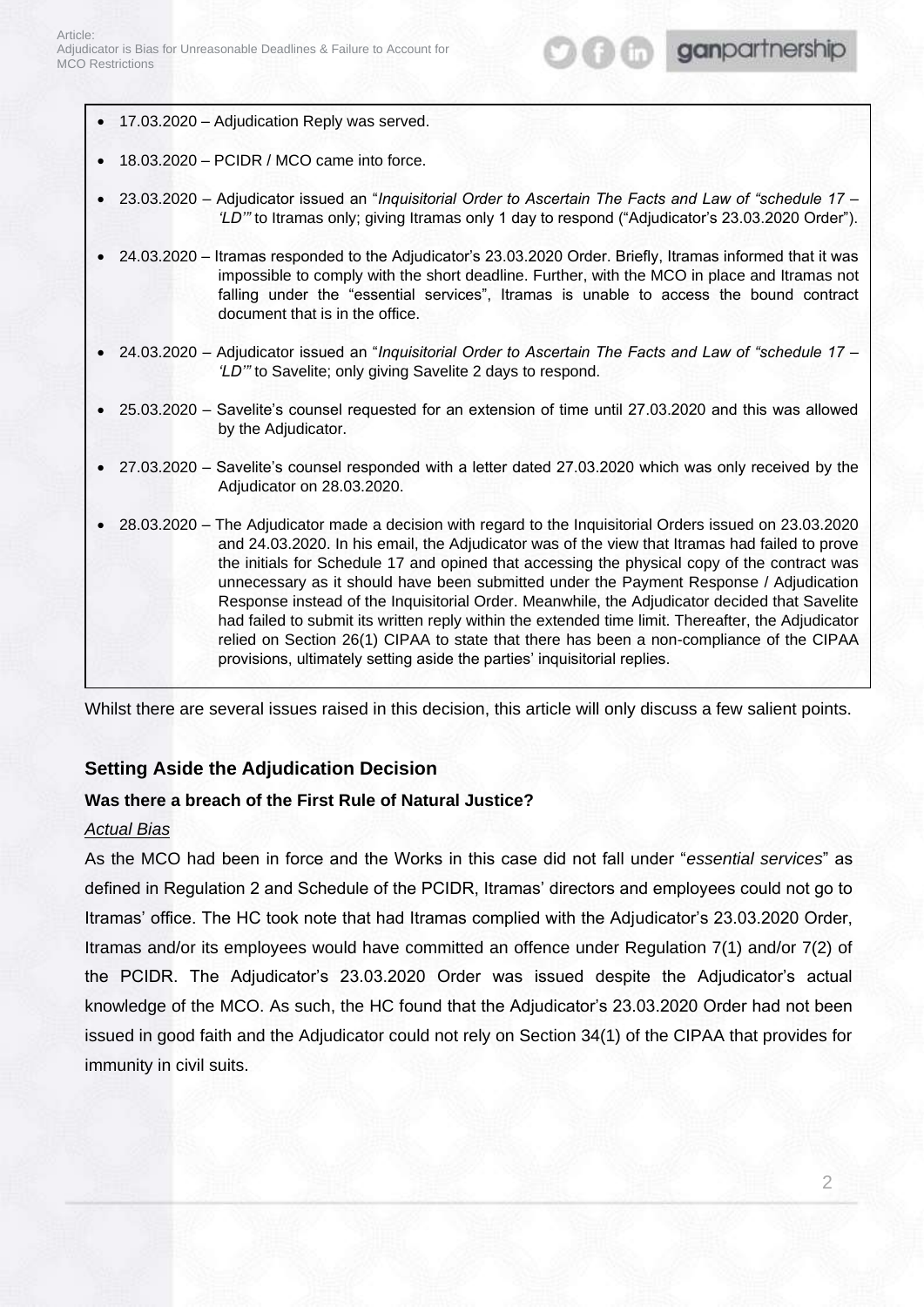- 17.03.2020 – Adjudication Reply was served.
- 18.03.2020 – PCIDR / MCO came into force.
- 23.03.2020 – Adjudicator issued an "*Inquisitorial Order to Ascertain The Facts and Law of "schedule 17 – 'LD'"* to Itramas only; giving Itramas only 1 day to respond ("Adjudicator's 23.03.2020 Order").
- 24.03.2020 – Itramas responded to the Adjudicator's 23.03.2020 Order. Briefly, Itramas informed that it was impossible to comply with the short deadline. Further, with the MCO in place and Itramas not falling under the "essential services", Itramas is unable to access the bound contract document that is in the office.
- 24.03.2020 – Adjudicator issued an "*Inquisitorial Order to Ascertain The Facts and Law of "schedule 17 – 'LD'"* to Savelite; only giving Savelite 2 days to respond.
- 25.03.2020 – Savelite's counsel requested for an extension of time until 27.03.2020 and this was allowed by the Adjudicator.
- 27.03.2020 – Savelite's counsel responded with a letter dated 27.03.2020 which was only received by the Adjudicator on 28.03.2020.
- 28.03.2020 – The Adjudicator made a decision with regard to the Inquisitorial Orders issued on 23.03.2020 and 24.03.2020. In his email, the Adjudicator was of the view that Itramas had failed to prove the initials for Schedule 17 and opined that accessing the physical copy of the contract was unnecessary as it should have been submitted under the Payment Response / Adjudication Response instead of the Inquisitorial Order. Meanwhile, the Adjudicator decided that Savelite had failed to submit its written reply within the extended time limit. Thereafter, the Adjudicator relied on Section 26(1) CIPAA to state that there has been a non-compliance of the CIPAA provisions, ultimately setting aside the parties' inquisitorial replies.

Whilst there are several issues raised in this decision, this article will only discuss a few salient points.

## Setting Aside the Adjudication Decision

### Was there a breach of the First Rule of Natural Justice?

*Actual Bias*

As the MCO had been in force and the Works in this case did not fall under "*essential services*" as defined in Regulation 2 and Schedule of the PCIDR, Itramas' directors and employees could not go to Itramas' office. The HC took note that had Itramas complied with the Adjudicator's 23.03.2020 Order, Itramas and/or its employees would have committed an offence under Regulation 7(1) and/or 7(2) of the PCIDR. The Adjudicator's 23.03.2020 Order was issued despite the Adjudicator's actual knowledge of the MCO. As such, the HC found that the Adjudicator's 23.03.2020 Order had not been issued in good faith and the Adjudicator could not rely on Section 34(1) of the CIPAA that provides for immunity in civil suits.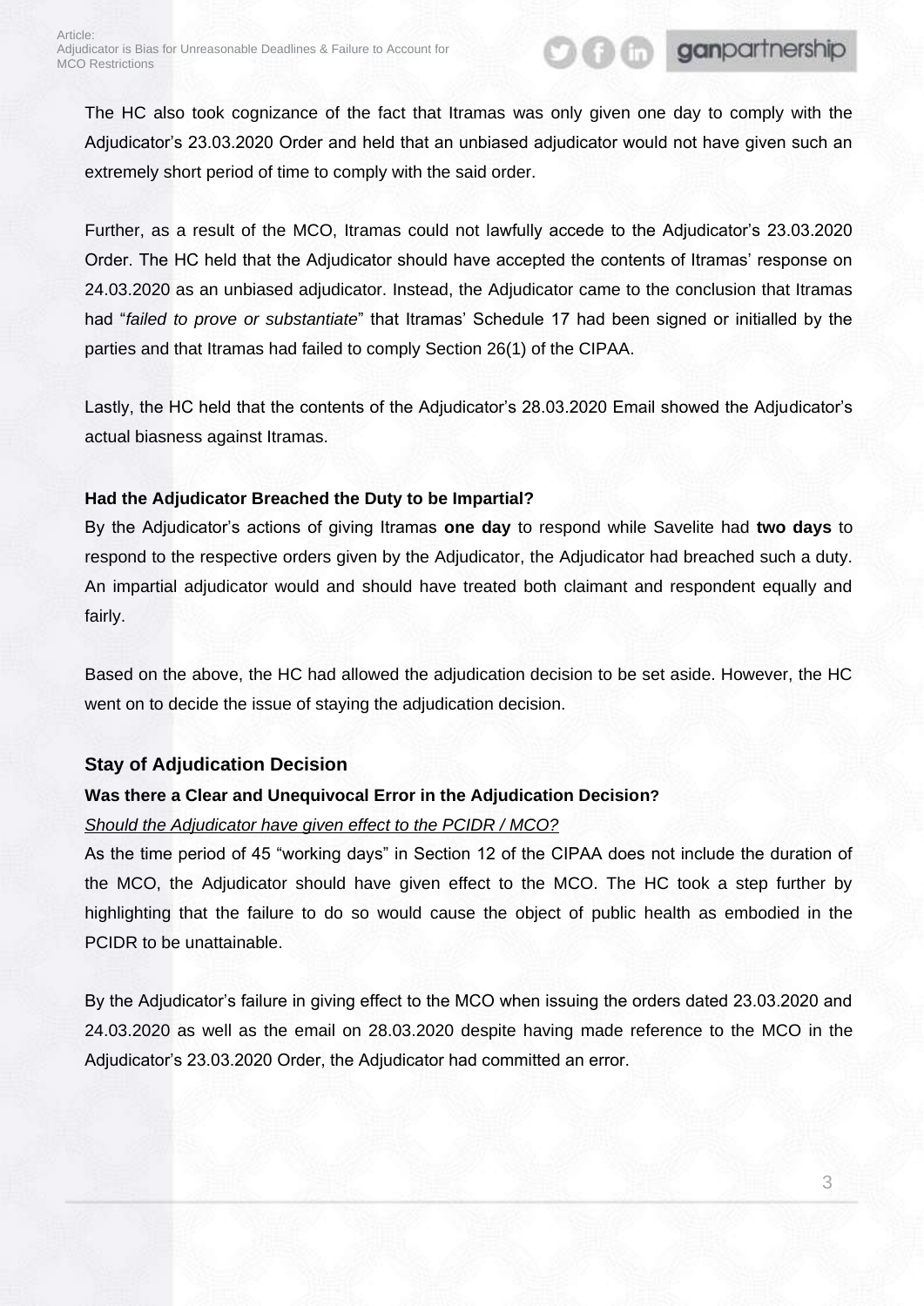The HC also took cognizance of the fact that Itramas was only given one day to comply with the Adjudicator's 23.03.2020 Order and held that an unbiased adjudicator would not have given such an extremely short period of time to comply with the said order.

Further, as a result of the MCO, Itramas could not lawfully accede to the Adjudicator's 23.03.2020 Order. The HC held that the Adjudicator should have accepted the contents of Itramas' response on 24.03.2020 as an unbiased adjudicator. Instead, the Adjudicator came to the conclusion that Itramas had "*failed to prove or substantiate*" that Itramas' Schedule 17 had been signed or initialled by the parties and that Itramas had failed to comply Section 26(1) of the CIPAA.

Lastly, the HC held that the contents of the Adjudicator's 28.03.2020 Email showed the Adjudicator's actual biasness against Itramas.

#### Had the Adjudicator Breached the Duty to be Impartial?

By the Adjudicator's actions of giving Itramas **one day** to respond while Savelite had **two days** to respond to the respective orders given by the Adjudicator, the Adjudicator had breached such a duty. An impartial adjudicator would and should have treated both claimant and respondent equally and fairly.

Based on the above, the HC had allowed the adjudication decision to be set aside. However, the HC went on to decide the issue of staying the adjudication decision.

### Stay of Adjudication Decision

#### Was there a Clear and Unequivocal Error in the Adjudication Decision?

*Should the Adjudicator have given effect to the PCIDR / MCO?*

As the time period of 45 "working days" in Section 12 of the CIPAA does not include the duration of the MCO, the Adjudicator should have given effect to the MCO. The HC took a step further by highlighting that the failure to do so would cause the object of public health as embodied in the PCIDR to be unattainable.

By the Adjudicator's failure in giving effect to the MCO when issuing the orders dated 23.03.2020 and 24.03.2020 as well as the email on 28.03.2020 despite having made reference to the MCO in the Adjudicator's 23.03.2020 Order, the Adjudicator had committed an error.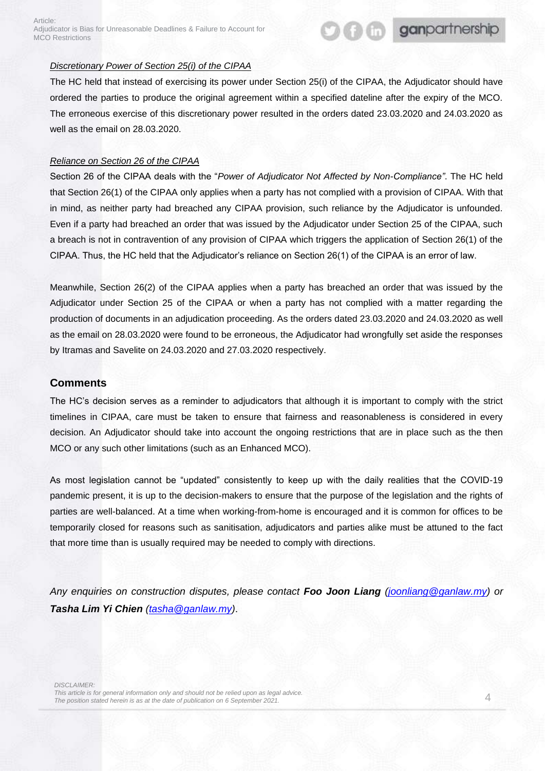*Discretionary Power of Section 25(i) of the CIPAA*

The HC held that instead of exercising its power under Section 25(i) of the CIPAA, the Adjudicator should have ordered the parties to produce the original agreement within a specified dateline after the expiry of the MCO. The erroneous exercise of this discretionary power resulted in the orders dated 23.03.2020 and 24.03.2020 as well as the email on 28.03.2020.

*Reliance on Section 26 of the CIPAA*

Section 26 of the CIPAA deals with the "*Power of Adjudicator Not Affected by Non-Compliance"*. The HC held that Section 26(1) of the CIPAA only applies when a party has not complied with a provision of CIPAA. With that in mind, as neither party had breached any CIPAA provision, such reliance by the Adjudicator is unfounded. Even if a party had breached an order that was issued by the Adjudicator under Section 25 of the CIPAA, such a breach is not in contravention of any provision of CIPAA which triggers the application of Section 26(1) of the CIPAA. Thus, the HC held that the Adjudicator's reliance on Section 26(1) of the CIPAA is an error of law.

Meanwhile, Section 26(2) of the CIPAA applies when a party has breached an order that was issued by the Adjudicator under Section 25 of the CIPAA or when a party has not complied with a matter regarding the production of documents in an adjudication proceeding. As the orders dated 23.03.2020 and 24.03.2020 as well as the email on 28.03.2020 were found to be erroneous, the Adjudicator had wrongfully set aside the responses by Itramas and Savelite on 24.03.2020 and 27.03.2020 respectively.

## Comments

The HC's decision serves as a reminder to adjudicators that although it is important to comply with the strict timelines in CIPAA, care must be taken to ensure that fairness and reasonableness is considered in every decision. An Adjudicator should take into account the ongoing restrictions that are in place such as the then MCO or any such other limitations (such as an Enhanced MCO).

As most legislation cannot be "updated" consistently to keep up with the daily realities that the COVID-19 pandemic present, it is up to the decision-makers to ensure that the purpose of the legislation and the rights of parties are well-balanced. At a time when working-from-home is encouraged and it is common for offices to be temporarily closed for reasons such as sanitisation, adjudicators and parties alike must be attuned to the fact that more time than is usually required may be needed to comply with directions.

*Any enquiries on construction disputes, please contact **Foo Joon Liang** (joonliang@ganlaw.my) or **Tasha Lim Yi Chien** (tasha@ganlaw.my).*

*DISCLAIMER:*
*This article is for general information only and should not be relied upon as legal advice.*
*The position stated herein is as at the date of publication on 6 September 2021.*